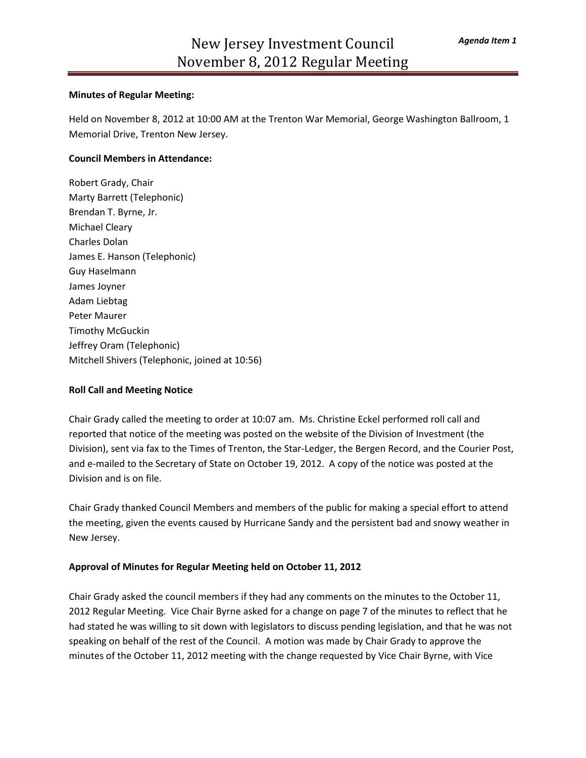*Agenda Item 1*

# New Jersey Investment Council
# November 8, 2012 Regular Meeting

**Minutes of Regular Meeting:**

Held on November 8, 2012 at 10:00 AM at the Trenton War Memorial, George Washington Ballroom, 1 Memorial Drive, Trenton New Jersey.

**Council Members in Attendance:**

Robert Grady, Chair
Marty Barrett (Telephonic)
Brendan T. Byrne, Jr.
Michael Cleary
Charles Dolan
James E. Hanson (Telephonic)
Guy Haselmann
James Joyner
Adam Liebtag
Peter Maurer
Timothy McGuckin
Jeffrey Oram (Telephonic)
Mitchell Shivers (Telephonic, joined at 10:56)

**Roll Call and Meeting Notice**

Chair Grady called the meeting to order at 10:07 am. Ms. Christine Eckel performed roll call and reported that notice of the meeting was posted on the website of the Division of Investment (the Division), sent via fax to the Times of Trenton, the Star-Ledger, the Bergen Record, and the Courier Post, and e-mailed to the Secretary of State on October 19, 2012. A copy of the notice was posted at the Division and is on file.

Chair Grady thanked Council Members and members of the public for making a special effort to attend the meeting, given the events caused by Hurricane Sandy and the persistent bad and snowy weather in New Jersey.

**Approval of Minutes for Regular Meeting held on October 11, 2012**

Chair Grady asked the council members if they had any comments on the minutes to the October 11, 2012 Regular Meeting. Vice Chair Byrne asked for a change on page 7 of the minutes to reflect that he had stated he was willing to sit down with legislators to discuss pending legislation, and that he was not speaking on behalf of the rest of the Council. A motion was made by Chair Grady to approve the minutes of the October 11, 2012 meeting with the change requested by Vice Chair Byrne, with Vice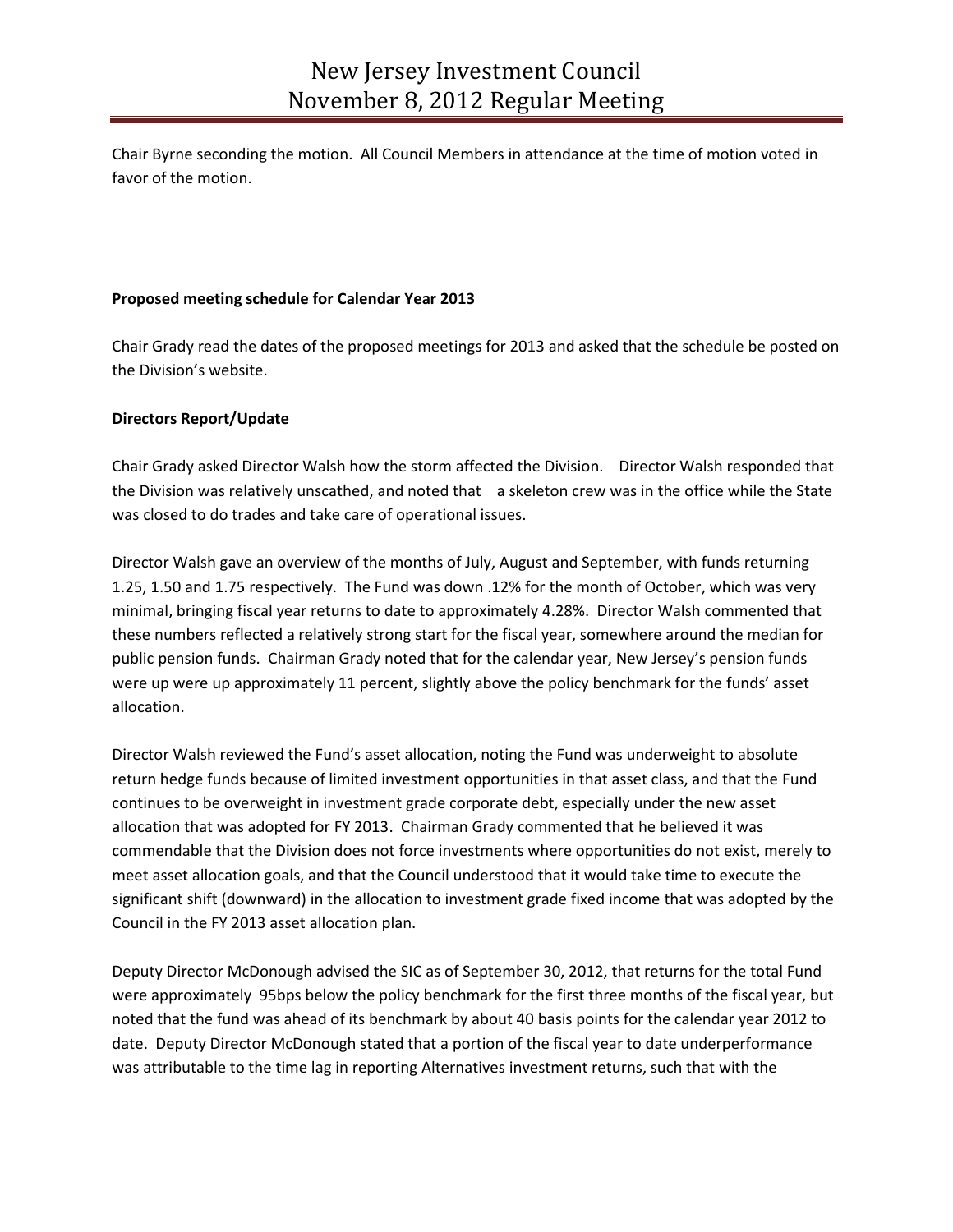Chair Byrne seconding the motion. All Council Members in attendance at the time of motion voted in favor of the motion.

**Proposed meeting schedule for Calendar Year 2013**

Chair Grady read the dates of the proposed meetings for 2013 and asked that the schedule be posted on the Division's website.

**Directors Report/Update**

Chair Grady asked Director Walsh how the storm affected the Division. Director Walsh responded that the Division was relatively unscathed, and noted that a skeleton crew was in the office while the State was closed to do trades and take care of operational issues.

Director Walsh gave an overview of the months of July, August and September, with funds returning 1.25, 1.50 and 1.75 respectively. The Fund was down .12% for the month of October, which was very minimal, bringing fiscal year returns to date to approximately 4.28%. Director Walsh commented that these numbers reflected a relatively strong start for the fiscal year, somewhere around the median for public pension funds. Chairman Grady noted that for the calendar year, New Jersey's pension funds were up were up approximately 11 percent, slightly above the policy benchmark for the funds' asset allocation.

Director Walsh reviewed the Fund's asset allocation, noting the Fund was underweight to absolute return hedge funds because of limited investment opportunities in that asset class, and that the Fund continues to be overweight in investment grade corporate debt, especially under the new asset allocation that was adopted for FY 2013. Chairman Grady commented that he believed it was commendable that the Division does not force investments where opportunities do not exist, merely to meet asset allocation goals, and that the Council understood that it would take time to execute the significant shift (downward) in the allocation to investment grade fixed income that was adopted by the Council in the FY 2013 asset allocation plan.

Deputy Director McDonough advised the SIC as of September 30, 2012, that returns for the total Fund were approximately 95bps below the policy benchmark for the first three months of the fiscal year, but noted that the fund was ahead of its benchmark by about 40 basis points for the calendar year 2012 to date. Deputy Director McDonough stated that a portion of the fiscal year to date underperformance was attributable to the time lag in reporting Alternatives investment returns, such that with the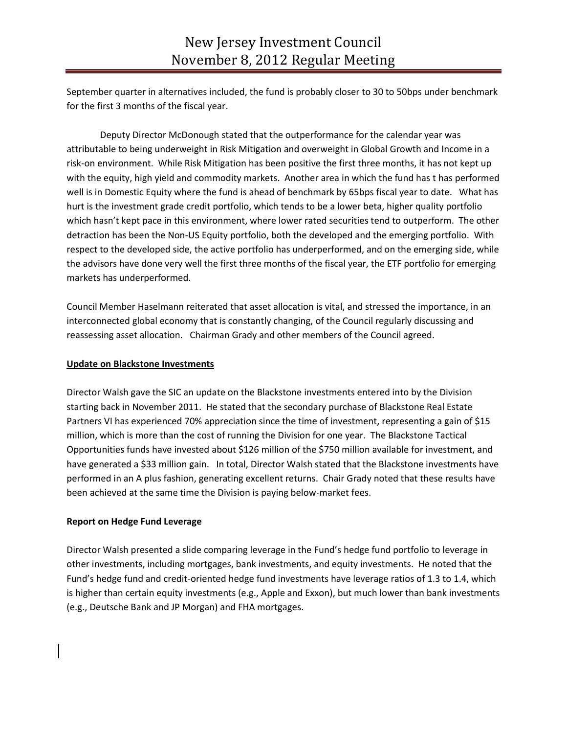September quarter in alternatives included, the fund is probably closer to 30 to 50bps under benchmark for the first 3 months of the fiscal year.

Deputy Director McDonough stated that the outperformance for the calendar year was attributable to being underweight in Risk Mitigation and overweight in Global Growth and Income in a risk-on environment. While Risk Mitigation has been positive the first three months, it has not kept up with the equity, high yield and commodity markets. Another area in which the fund has t has performed well is in Domestic Equity where the fund is ahead of benchmark by 65bps fiscal year to date. What has hurt is the investment grade credit portfolio, which tends to be a lower beta, higher quality portfolio which hasn't kept pace in this environment, where lower rated securities tend to outperform. The other detraction has been the Non-US Equity portfolio, both the developed and the emerging portfolio. With respect to the developed side, the active portfolio has underperformed, and on the emerging side, while the advisors have done very well the first three months of the fiscal year, the ETF portfolio for emerging markets has underperformed.

Council Member Haselmann reiterated that asset allocation is vital, and stressed the importance, in an interconnected global economy that is constantly changing, of the Council regularly discussing and reassessing asset allocation. Chairman Grady and other members of the Council agreed.

**Update on Blackstone Investments**

Director Walsh gave the SIC an update on the Blackstone investments entered into by the Division starting back in November 2011. He stated that the secondary purchase of Blackstone Real Estate Partners VI has experienced 70% appreciation since the time of investment, representing a gain of $15 million, which is more than the cost of running the Division for one year. The Blackstone Tactical Opportunities funds have invested about $126 million of the $750 million available for investment, and have generated a $33 million gain. In total, Director Walsh stated that the Blackstone investments have performed in an A plus fashion, generating excellent returns. Chair Grady noted that these results have been achieved at the same time the Division is paying below-market fees.

**Report on Hedge Fund Leverage**

Director Walsh presented a slide comparing leverage in the Fund's hedge fund portfolio to leverage in other investments, including mortgages, bank investments, and equity investments. He noted that the Fund's hedge fund and credit-oriented hedge fund investments have leverage ratios of 1.3 to 1.4, which is higher than certain equity investments (e.g., Apple and Exxon), but much lower than bank investments (e.g., Deutsche Bank and JP Morgan) and FHA mortgages.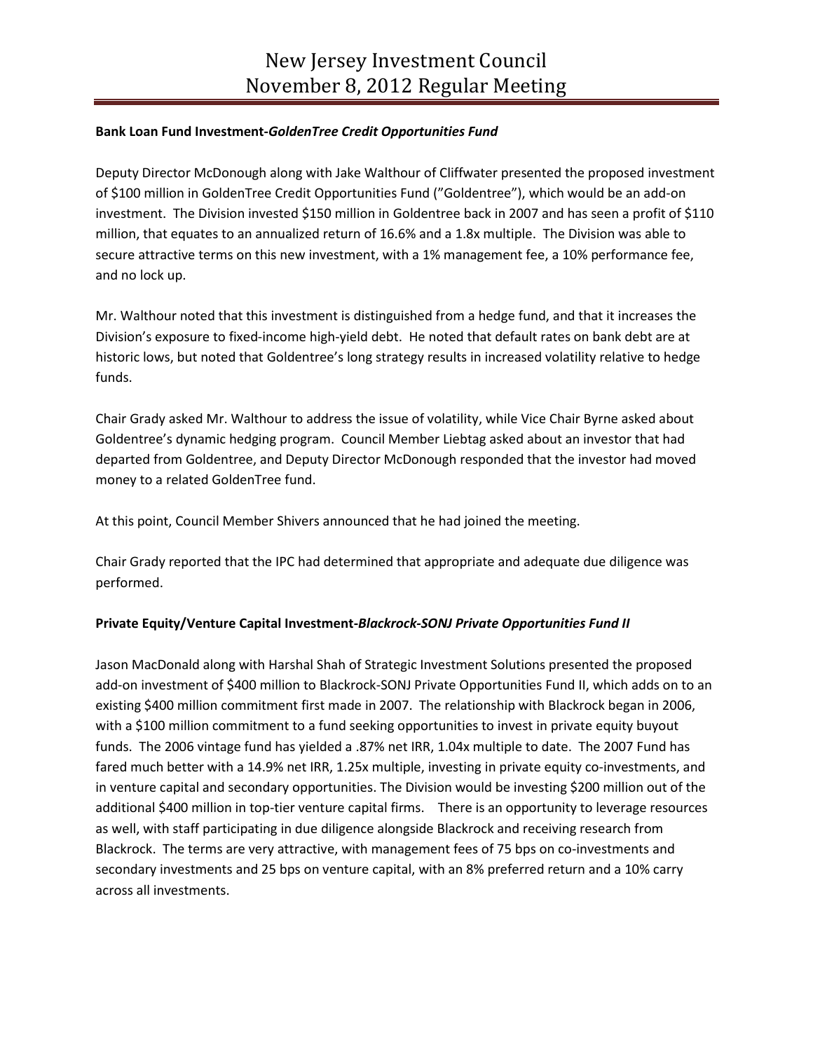**Bank Loan Fund Investment-*GoldenTree Credit Opportunities Fund***

Deputy Director McDonough along with Jake Walthour of Cliffwater presented the proposed investment of $100 million in GoldenTree Credit Opportunities Fund (”Goldentree”), which would be an add-on investment. The Division invested $150 million in Goldentree back in 2007 and has seen a profit of $110 million, that equates to an annualized return of 16.6% and a 1.8x multiple. The Division was able to secure attractive terms on this new investment, with a 1% management fee, a 10% performance fee, and no lock up.

Mr. Walthour noted that this investment is distinguished from a hedge fund, and that it increases the Division’s exposure to fixed-income high-yield debt. He noted that default rates on bank debt are at historic lows, but noted that Goldentree’s long strategy results in increased volatility relative to hedge funds.

Chair Grady asked Mr. Walthour to address the issue of volatility, while Vice Chair Byrne asked about Goldentree’s dynamic hedging program. Council Member Liebtag asked about an investor that had departed from Goldentree, and Deputy Director McDonough responded that the investor had moved money to a related GoldenTree fund.

At this point, Council Member Shivers announced that he had joined the meeting.

Chair Grady reported that the IPC had determined that appropriate and adequate due diligence was performed.

**Private Equity/Venture Capital Investment-*Blackrock-SONJ Private Opportunities Fund II***

Jason MacDonald along with Harshal Shah of Strategic Investment Solutions presented the proposed add-on investment of $400 million to Blackrock-SONJ Private Opportunities Fund II, which adds on to an existing $400 million commitment first made in 2007. The relationship with Blackrock began in 2006, with a $100 million commitment to a fund seeking opportunities to invest in private equity buyout funds. The 2006 vintage fund has yielded a .87% net IRR, 1.04x multiple to date. The 2007 Fund has fared much better with a 14.9% net IRR, 1.25x multiple, investing in private equity co-investments, and in venture capital and secondary opportunities. The Division would be investing $200 million out of the additional $400 million in top-tier venture capital firms. There is an opportunity to leverage resources as well, with staff participating in due diligence alongside Blackrock and receiving research from Blackrock. The terms are very attractive, with management fees of 75 bps on co-investments and secondary investments and 25 bps on venture capital, with an 8% preferred return and a 10% carry across all investments.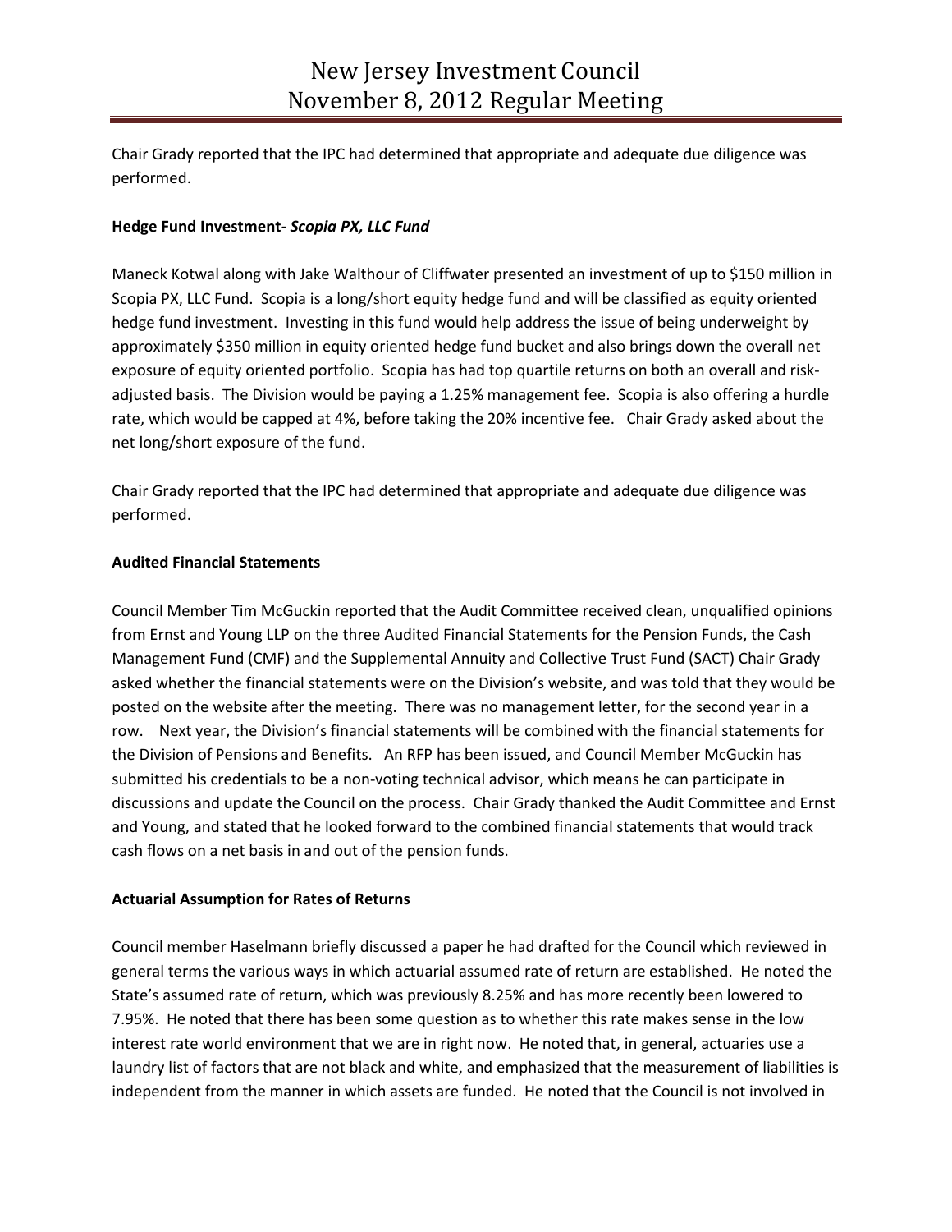Chair Grady reported that the IPC had determined that appropriate and adequate due diligence was performed.

**Hedge Fund Investment-** ***Scopia PX, LLC Fund***

Maneck Kotwal along with Jake Walthour of Cliffwater presented an investment of up to $150 million in Scopia PX, LLC Fund. Scopia is a long/short equity hedge fund and will be classified as equity oriented hedge fund investment. Investing in this fund would help address the issue of being underweight by approximately $350 million in equity oriented hedge fund bucket and also brings down the overall net exposure of equity oriented portfolio. Scopia has had top quartile returns on both an overall and risk-adjusted basis. The Division would be paying a 1.25% management fee. Scopia is also offering a hurdle rate, which would be capped at 4%, before taking the 20% incentive fee. Chair Grady asked about the net long/short exposure of the fund.

Chair Grady reported that the IPC had determined that appropriate and adequate due diligence was performed.

**Audited Financial Statements**

Council Member Tim McGuckin reported that the Audit Committee received clean, unqualified opinions from Ernst and Young LLP on the three Audited Financial Statements for the Pension Funds, the Cash Management Fund (CMF) and the Supplemental Annuity and Collective Trust Fund (SACT) Chair Grady asked whether the financial statements were on the Division's website, and was told that they would be posted on the website after the meeting. There was no management letter, for the second year in a row. Next year, the Division's financial statements will be combined with the financial statements for the Division of Pensions and Benefits. An RFP has been issued, and Council Member McGuckin has submitted his credentials to be a non-voting technical advisor, which means he can participate in discussions and update the Council on the process. Chair Grady thanked the Audit Committee and Ernst and Young, and stated that he looked forward to the combined financial statements that would track cash flows on a net basis in and out of the pension funds.

**Actuarial Assumption for Rates of Returns**

Council member Haselmann briefly discussed a paper he had drafted for the Council which reviewed in general terms the various ways in which actuarial assumed rate of return are established. He noted the State's assumed rate of return, which was previously 8.25% and has more recently been lowered to 7.95%. He noted that there has been some question as to whether this rate makes sense in the low interest rate world environment that we are in right now. He noted that, in general, actuaries use a laundry list of factors that are not black and white, and emphasized that the measurement of liabilities is independent from the manner in which assets are funded. He noted that the Council is not involved in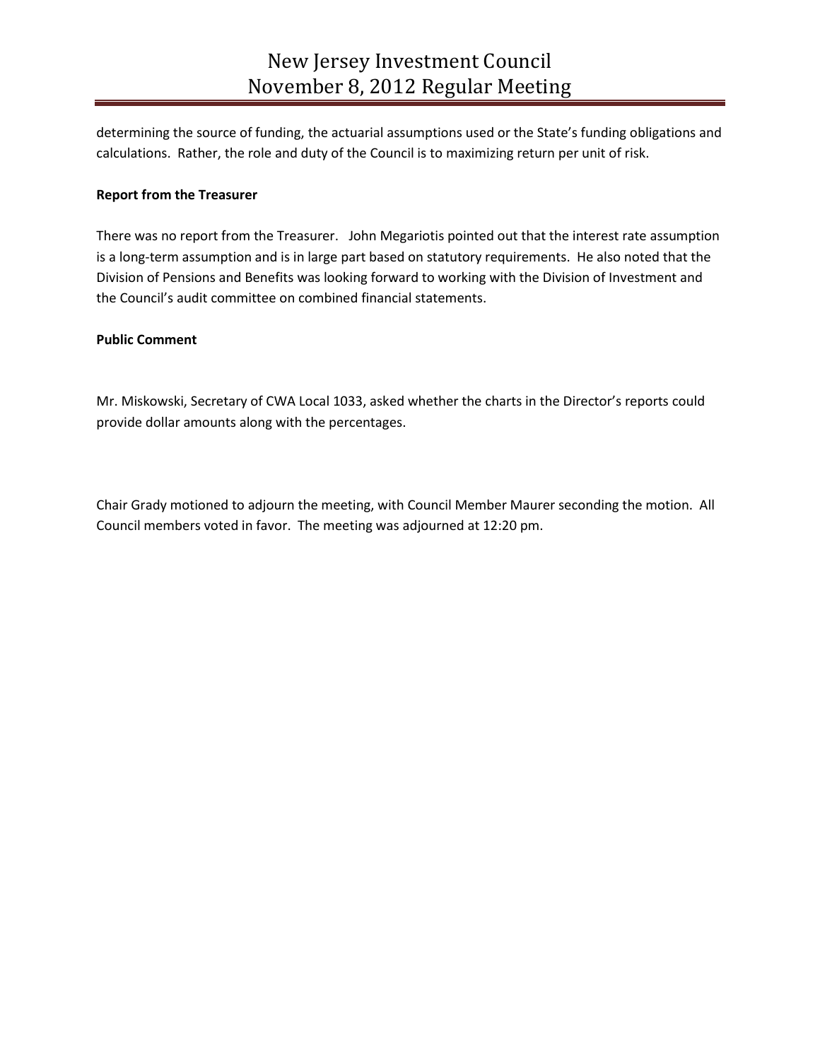determining the source of funding, the actuarial assumptions used or the State's funding obligations and calculations. Rather, the role and duty of the Council is to maximizing return per unit of risk.

**Report from the Treasurer**

There was no report from the Treasurer. John Megariotis pointed out that the interest rate assumption is a long-term assumption and is in large part based on statutory requirements. He also noted that the Division of Pensions and Benefits was looking forward to working with the Division of Investment and the Council's audit committee on combined financial statements.

**Public Comment**

Mr. Miskowski, Secretary of CWA Local 1033, asked whether the charts in the Director's reports could provide dollar amounts along with the percentages.

Chair Grady motioned to adjourn the meeting, with Council Member Maurer seconding the motion. All Council members voted in favor. The meeting was adjourned at 12:20 pm.